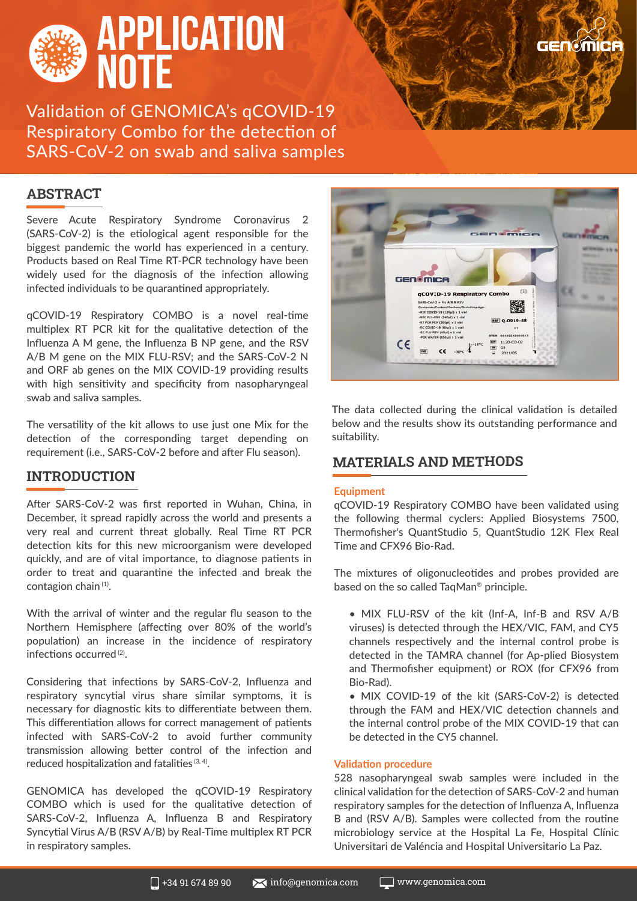# APPLICATION NOTE

Validation of GENOMICA's qCOVID-19 Respiratory Combo for the detection of SARS-CoV-2 on swab and saliva samples

## ABSTRACT

Severe Acute Respiratory Syndrome Coronavirus 2 (SARS-CoV-2) is the etiological agent responsible for the biggest pandemic the world has experienced in a century. Products based on Real Time RT-PCR technology have been widely used for the diagnosis of the infection allowing infected individuals to be quarantined appropriately.

qCOVID-19 Respiratory COMBO is a novel real-time multiplex RT PCR kit for the qualitative detection of the Influenza A M gene, the Influenza B NP gene, and the RSV A/B M gene on the MIX FLU-RSV; and the SARS-CoV-2 N and ORF ab genes on the MIX COVID-19 providing results with high sensitivity and specificity from nasopharyngeal swab and saliva samples.

The versatility of the kit allows to use just one Mix for the detection of the corresponding target depending on requirement (i.e., SARS-CoV-2 before and after Flu season).

## INTRODUCTION

After SARS-CoV-2 was first reported in Wuhan, China, in December, it spread rapidly across the world and presents a very real and current threat globally. Real Time RT PCR detection kits for this new microorganism were developed quickly, and are of vital importance, to diagnose patients in order to treat and quarantine the infected and break the contagion chain [1].

With the arrival of winter and the regular flu season to the Northern Hemisphere (affecting over 80% of the world's population) an increase in the incidence of respiratory infections occurred [2].

Considering that infections by SARS-CoV-2, Influenza and respiratory syncytial virus share similar symptoms, it is necessary for diagnostic kits to differentiate between them. This differentiation allows for correct management of patients infected with SARS-CoV-2 to avoid further community transmission allowing better control of the infection and reduced hospitalization and fatalities [3, 4].

GENOMICA has developed the qCOVID-19 Respiratory COMBO which is used for the qualitative detection of SARS-CoV-2, Influenza A, Influenza B and Respiratory Syncytial Virus A/B (RSV A/B) by Real-Time multiplex RT PCR in respiratory samples.

The data collected during the clinical validation is detailed below and the results show its outstanding performance and suitability.

## MATERIALS AND METHODS

### Equipment

qCOVID-19 Respiratory COMBO have been validated using the following thermal cyclers: Applied Biosystems 7500, Thermofisher's QuantStudio 5, QuantStudio 12K Flex Real Time and CFX96 Bio-Rad.

The mixtures of oligonucleotides and probes provided are based on the so called TaqMan® principle.

- MIX FLU-RSV of the kit (Inf-A, Inf-B and RSV A/B viruses) is detected through the HEX/VIC, FAM, and CY5 channels respectively and the internal control probe is detected in the TAMRA channel (for Ap-plied Biosystem and Thermofisher equipment) or ROX (for CFX96 from Bio-Rad).
- MIX COVID-19 of the kit (SARS-CoV-2) is detected through the FAM and HEX/VIC detection channels and the internal control probe of the MIX COVID-19 that can be detected in the CY5 channel.

### Validation procedure

528 nasopharyngeal swab samples were included in the clinical validation for the detection of SARS-CoV-2 and human respiratory samples for the detection of Influenza A, Influenza B and (RSV A/B). Samples were collected from the routine microbiology service at the Hospital La Fe, Hospital Clínic Universitari de Valéncia and Hospital Universitario La Paz.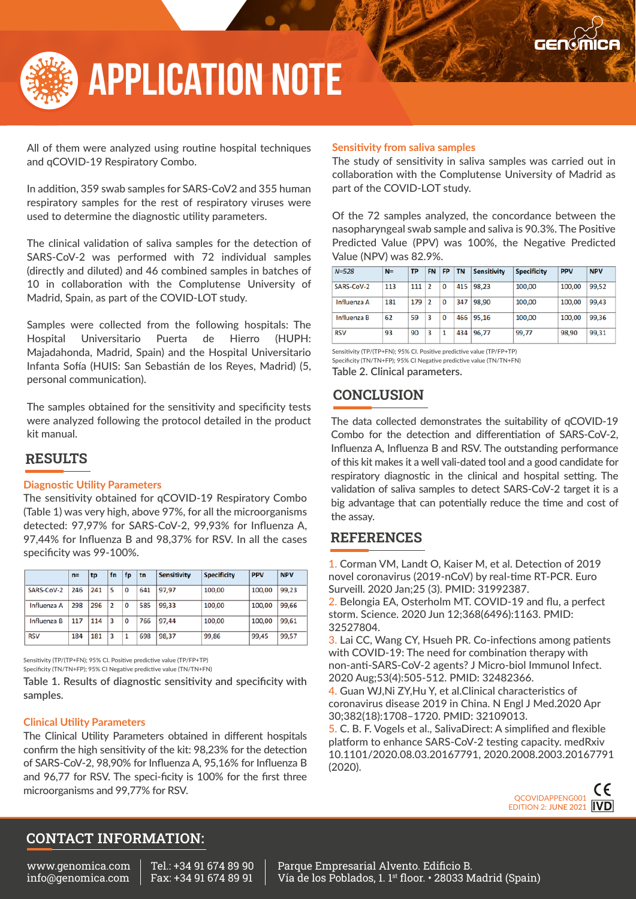# APPLICATION NOTE

All of them were analyzed using routine hospital techniques and qCOVID-19 Respiratory Combo.

In addition, 359 swab samples for SARS-CoV2 and 355 human respiratory samples for the rest of respiratory viruses were used to determine the diagnostic utility parameters.

The clinical validation of saliva samples for the detection of SARS-CoV-2 was performed with 72 individual samples (directly and diluted) and 46 combined samples in batches of 10 in collaboration with the Complutense University of Madrid, Spain, as part of the COVID-LOT study.

Samples were collected from the following hospitals: The Hospital Universitario Puerta de Hierro (HUPH: Majadahonda, Madrid, Spain) and the Hospital Universitario Infanta Sofía (HUIS: San Sebastián de los Reyes, Madrid) (5, personal communication).

The samples obtained for the sensitivity and specificity tests were analyzed following the protocol detailed in the product kit manual.

## RESULTS

### Diagnostic Utility Parameters

The sensitivity obtained for qCOVID-19 Respiratory Combo (Table 1) was very high, above 97%, for all the microorganisms detected: 97,97% for SARS-CoV-2, 99,93% for Influenza A, 97,44% for Influenza B and 98,37% for RSV. In all the cases specificity was 99-100%.

| | n= | tp | fn | fp | tn | Sensitivity | Specificity | PPV | NPV |
|---|---|---|---|---|---|---|---|---|---|
| SARS-CoV-2 | 246 | 241 | 5 | 0 | 641 | 97,97 | 100,00 | 100,00 | 99,23 |
| Influenza A | 298 | 296 | 2 | 0 | 585 | 99,33 | 100,00 | 100,00 | 99,66 |
| Influenza B | 117 | 114 | 3 | 0 | 766 | 97,44 | 100,00 | 100,00 | 99,61 |
| RSV | 184 | 181 | 3 | 1 | 698 | 98,37 | 99,86 | 99,45 | 99,57 |

Sensitivity (TP/(TP+FN); 95% CI. Positive predictive value (TP/FP+TP)
Specificity (TN/TN+FP); 95% CI Negative predictive value (TN/TN+FN)

Table 1. Results of diagnostic sensitivity and specificity with samples.

### Clinical Utility Parameters

The Clinical Utility Parameters obtained in different hospitals confirm the high sensitivity of the kit: 98,23% for the detection of SARS-CoV-2, 98,90% for Influenza A, 95,16% for Influenza B and 96,77 for RSV. The speci-ficity is 100% for the first three microorganisms and 99,77% for RSV.

### Sensitivity from saliva samples

The study of sensitivity in saliva samples was carried out in collaboration with the Complutense University of Madrid as part of the COVID-LOT study.

Of the 72 samples analyzed, the concordance between the nasopharyngeal swab sample and saliva is 90.3%. The Positive Predicted Value (PPV) was 100%, the Negative Predicted Value (NPV) was 82.9%.

| N=528 | N= | TP | FN | FP | TN | Sensitivity | Specificity | PPV | NPV |
|---|---|---|---|---|---|---|---|---|---|
| SARS-CoV-2 | 113 | 111 | 2 | 0 | 415 | 98,23 | 100,00 | 100,00 | 99,52 |
| Influenza A | 181 | 179 | 2 | 0 | 347 | 98,90 | 100,00 | 100,00 | 99,43 |
| Influenza B | 62 | 59 | 3 | 0 | 466 | 95,16 | 100,00 | 100,00 | 99,36 |
| RSV | 93 | 90 | 3 | 1 | 434 | 96,77 | 99,77 | 98,90 | 99,31 |

Sensitivity (TP/(TP+FN); 95% CI. Positive predictive value (TP/FP+TP)
Specificity (TN/TN+FP); 95% CI Negative predictive value (TN/TN+FN)

Table 2. Clinical parameters.

## CONCLUSION

The data collected demonstrates the suitability of qCOVID-19 Combo for the detection and differentiation of SARS-CoV-2, Influenza A, Influenza B and RSV. The outstanding performance of this kit makes it a well vali-dated tool and a good candidate for respiratory diagnostic in the clinical and hospital setting. The validation of saliva samples to detect SARS-CoV-2 target it is a big advantage that can potentially reduce the time and cost of the assay.

## REFERENCES

1. Corman VM, Landt O, Kaiser M, et al. Detection of 2019 novel coronavirus (2019-nCoV) by real-time RT-PCR. Euro Surveill. 2020 Jan;25 (3). PMID: 31992387.
2. Belongia EA, Osterholm MT. COVID-19 and flu, a perfect storm. Science. 2020 Jun 12;368(6496):1163. PMID: 32527804.
3. Lai CC, Wang CY, Hsueh PR. Co-infections among patients with COVID-19: The need for combination therapy with non-anti-SARS-CoV-2 agents? J Micro-biol Immunol Infect. 2020 Aug;53(4):505-512. PMID: 32482366.
4. Guan WJ,Ni ZY,Hu Y, et al.Clinical characteristics of coronavirus disease 2019 in China. N Engl J Med.2020 Apr 30;382(18):1708–1720. PMID: 32109013.
5. C. B. F. Vogels et al., SalivaDirect: A simplified and flexible platform to enhance SARS-CoV-2 testing capacity. medRxiv 10.1101/2020.08.03.20167791, 2020.2008.2003.20167791 (2020).

QCOVIDAPPENG001
EDITION 2: JUNE 2021

## CONTACT INFORMATION:

www.genomica.com
info@genomica.com

Tel.: +34 91 674 89 90
Fax: +34 91 674 89 91

Parque Empresarial Alvento. Edificio B.
Vía de los Poblados, 1. 1st floor. • 28033 Madrid (Spain)